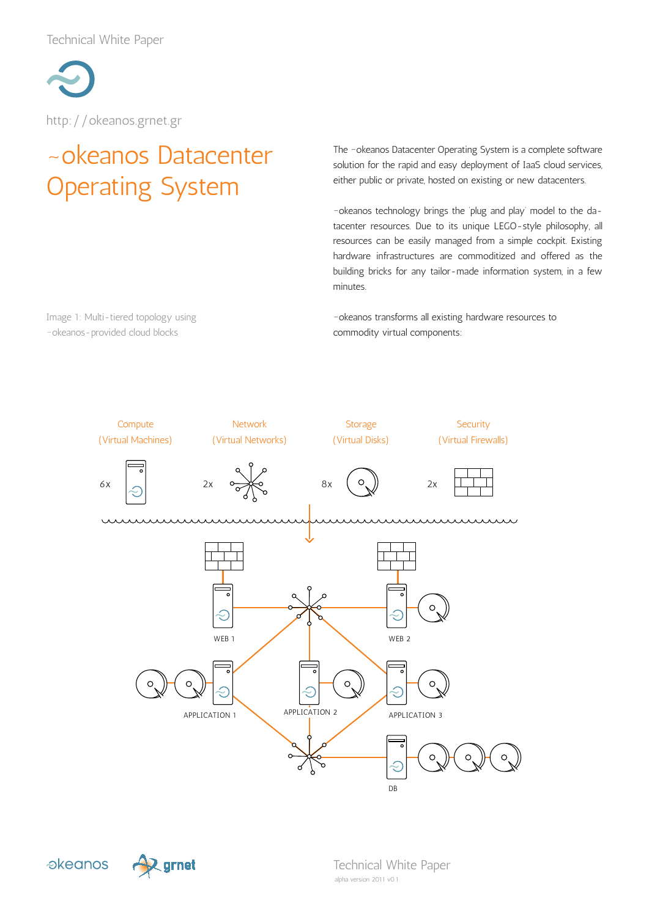Technical White Paper

http://okeanos.grnet.gr

# ~okeanos Datacenter Operating System

The ~okeanos Datacenter Operating System is a complete software solution for the rapid and easy deployment of IaaS cloud services, either public or private, hosted on existing or new datacenters.

~okeanos technology brings the 'plug and play' model to the datacenter resources. Due to its unique LEGO-style philosophy, all resources can be easily managed from a simple cockpit. Existing hardware infrastructures are commoditized and offered as the building bricks for any tailor-made information system, in a few minutes.

~okeanos transforms all existing hardware resources to commodity virtual components:

Image 1: Multi-tiered topology using ~okeanos-provided cloud blocks

Compute (Virtual Machines) 6x

Network (Virtual Networks) 2x

Storage (Virtual Disks) 8x

Security (Virtual Firewalls) 2x

WEB 1

WEB 2

APPLICATION 1

APPLICATION 2

APPLICATION 3

DB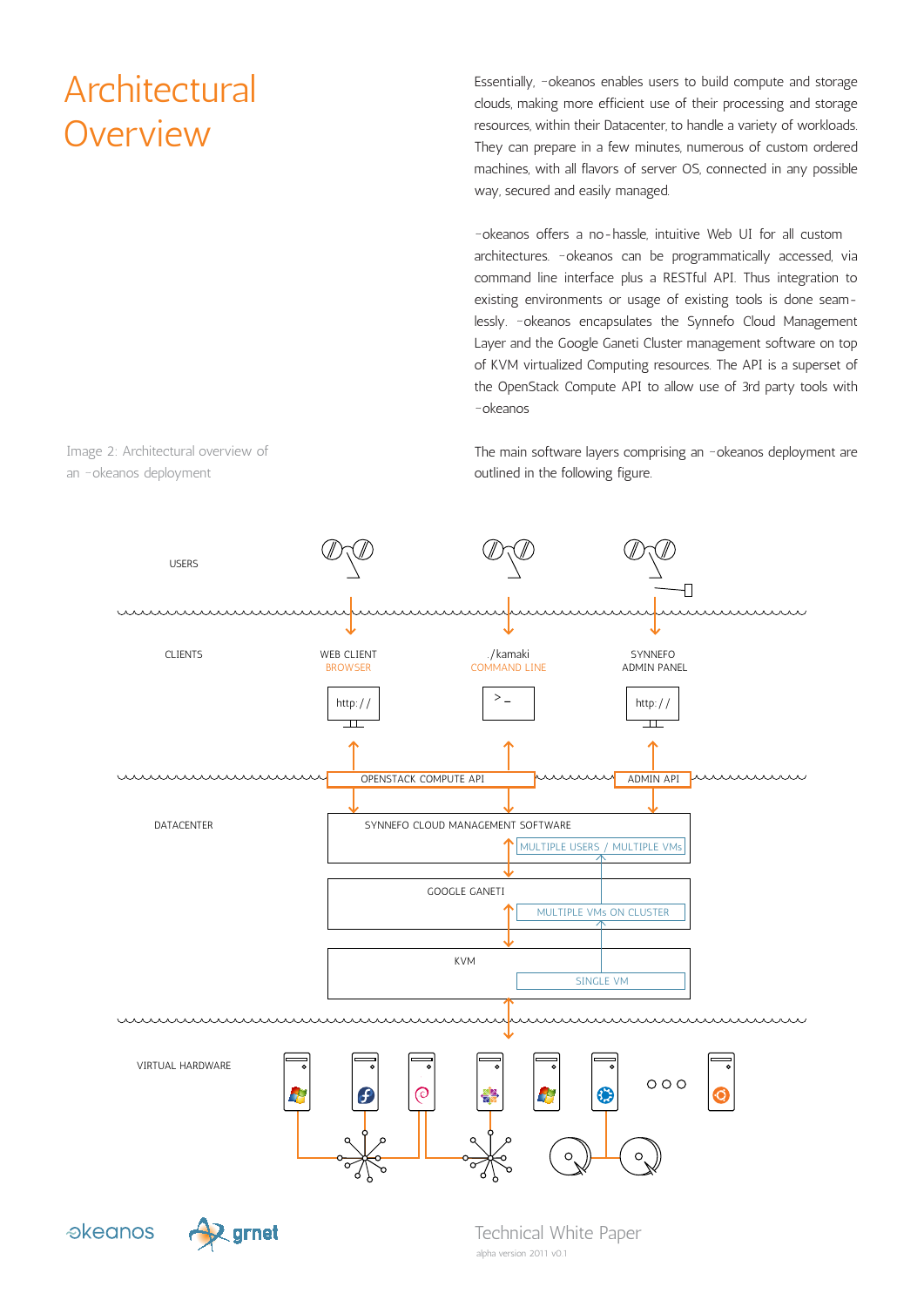# Architectural Overview

Essentially, ~okeanos enables users to build compute and storage clouds, making more efficient use of their processing and storage resources, within their Datacenter, to handle a variety of workloads. They can prepare in a few minutes, numerous of custom ordered machines, with all flavors of server OS, connected in any possible way, secured and easily managed.

~okeanos offers a no-hassle, intuitive Web UI for all custom architectures. ~okeanos can be programmatically accessed, via command line interface plus a RESTful API. Thus integration to existing environments or usage of existing tools is done seamlessly. ~okeanos encapsulates the Synnefo Cloud Management Layer and the Google Ganeti Cluster management software on top of KVM virtualized Computing resources. The API is a superset of the OpenStack Compute API to allow use of 3rd party tools with ~okeanos

The main software layers comprising an ~okeanos deployment are outlined in the following figure.

Image 2: Architectural overview of an ~okeanos deployment

USERS

CLIENTS

WEB CLIENT
BROWSER

./kamaki
COMMAND LINE

SYNNEFO
ADMIN PANEL

http://

>_

http://

OPENSTACK COMPUTE API

ADMIN API

DATACENTER

SYNNEFO CLOUD MANAGEMENT SOFTWARE

MULTIPLE USERS / MULTIPLE VMs

GOOGLE GANETI

MULTIPLE VMs ON CLUSTER

KVM

SINGLE VM

VIRTUAL HARDWARE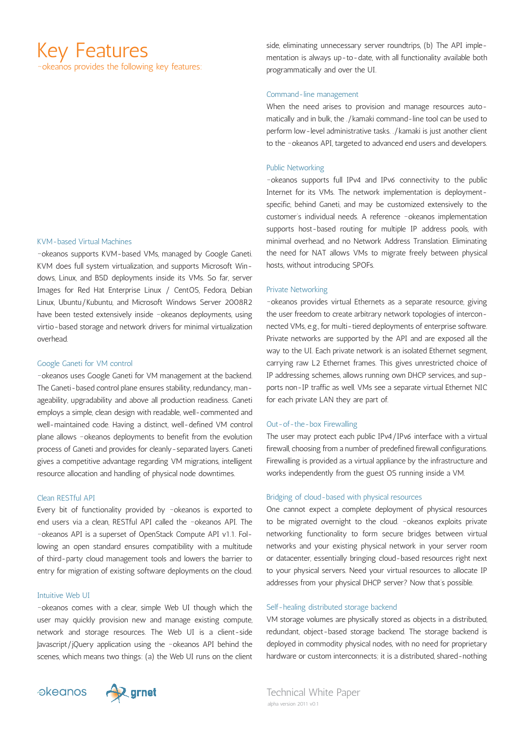# Key Features

~okeanos provides the following key features:

### KVM-based Virtual Machines

~okeanos supports KVM-based VMs, managed by Google Ganeti. KVM does full system virtualization, and supports Microsoft Windows, Linux, and BSD deployments inside its VMs. So far, server Images for Red Hat Enterprise Linux / CentOS, Fedora, Debian Linux, Ubuntu/Kubuntu, and Microsoft Windows Server 2008R2 have been tested extensively inside ~okeanos deployments, using virtio-based storage and network drivers for minimal virtualization overhead.

### Google Ganeti for VM control

~okeanos uses Google Ganeti for VM management at the backend. The Ganeti-based control plane ensures stability, redundancy, manageability, upgradability and above all production readiness. Ganeti employs a simple, clean design with readable, well-commented and well-maintained code. Having a distinct, well-defined VM control plane allows ~okeanos deployments to benefit from the evolution process of Ganeti and provides for cleanly-separated layers. Ganeti gives a competitive advantage regarding VM migrations, intelligent resource allocation and handling of physical node downtimes.

### Clean RESTful API

Every bit of functionality provided by ~okeanos is exported to end users via a clean, RESTful API called the ~okeanos API. The ~okeanos API is a superset of OpenStack Compute API v1.1. Following an open standard ensures compatibility with a multitude of third-party cloud management tools and lowers the barrier to entry for migration of existing software deployments on the cloud.

### Intuitive Web UI

~okeanos comes with a clear, simple Web UI though which the user may quickly provision new and manage existing compute, network and storage resources. The Web UI is a client-side Javascript/jQuery application using the ~okeanos API behind the scenes, which means two things: (a) the Web UI runs on the client side, eliminating unnecessary server roundtrips, (b) The API implementation is always up-to-date, with all functionality available both programmatically and over the UI.

### Command-line management

When the need arises to provision and manage resources automatically and in bulk, the ./kamaki command-line tool can be used to perform low-level administrative tasks. ./kamaki is just another client to the ~okeanos API, targeted to advanced end users and developers.

### Public Networking

~okeanos supports full IPv4 and IPv6 connectivity to the public Internet for its VMs. The network implementation is deployment-specific, behind Ganeti, and may be customized extensively to the customer's individual needs. A reference ~okeanos implementation supports host-based routing for multiple IP address pools, with minimal overhead, and no Network Address Translation. Eliminating the need for NAT allows VMs to migrate freely between physical hosts, without introducing SPOFs.

### Private Networking

~okeanos provides virtual Ethernets as a separate resource, giving the user freedom to create arbitrary network topologies of interconnected VMs, e.g., for multi-tiered deployments of enterprise software. Private networks are supported by the API and are exposed all the way to the UI. Each private network is an isolated Ethernet segment, carrying raw L2 Ethernet frames. This gives unrestricted choice of IP addressing schemes, allows running own DHCP services, and supports non-IP traffic as well. VMs see a separate virtual Ethernet NIC for each private LAN they are part of.

### Out-of-the-box Firewalling

The user may protect each public IPv4/IPv6 interface with a virtual firewall, choosing from a number of predefined firewall configurations. Firewalling is provided as a virtual appliance by the infrastructure and works independently from the guest OS running inside a VM.

### Bridging of cloud-based with physical resources

One cannot expect a complete deployment of physical resources to be migrated overnight to the cloud. ~okeanos exploits private networking functionality to form secure bridges between virtual networks and your existing physical network in your server room or datacenter, essentially bringing cloud-based resources right next to your physical servers. Need your virtual resources to allocate IP addresses from your physical DHCP server? Now that's possible.

### Self-healing distributed storage backend

VM storage volumes are physically stored as objects in a distributed, redundant, object-based storage backend. The storage backend is deployed in commodity physical nodes, with no need for proprietary hardware or custom interconnects; it is a distributed, shared-nothing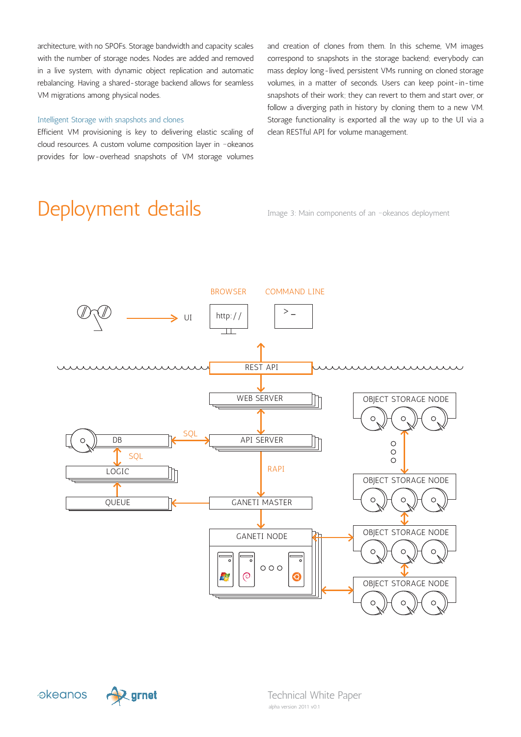architecture, with no SPOFs. Storage bandwidth and capacity scales with the number of storage nodes. Nodes are added and removed in a live system, with dynamic object replication and automatic rebalancing. Having a shared-storage backend allows for seamless VM migrations among physical nodes.

### Intelligent Storage with snapshots and clones

Efficient VM provisioning is key to delivering elastic scaling of cloud resources. A custom volume composition layer in ~okeanos provides for low-overhead snapshots of VM storage volumes and creation of clones from them. In this scheme, VM images correspond to snapshots in the storage backend; everybody can mass deploy long-lived, persistent VMs running on cloned storage volumes, in a matter of seconds. Users can keep point-in-time snapshots of their work; they can revert to them and start over, or follow a diverging path in history by cloning them to a new VM. Storage functionality is exported all the way up to the UI via a clean RESTful API for volume management.

# Deployment details

Image 3: Main components of an ~okeanos deployment

BROWSER
COMMAND LINE
UI
http://
> _
REST API
WEB SERVER
API SERVER
DB
SQL
SQL
LOGIC
QUEUE
RAPI
GANETI MASTER
GANETI NODE
OBJECT STORAGE NODE
OBJECT STORAGE NODE
OBJECT STORAGE NODE
OBJECT STORAGE NODE